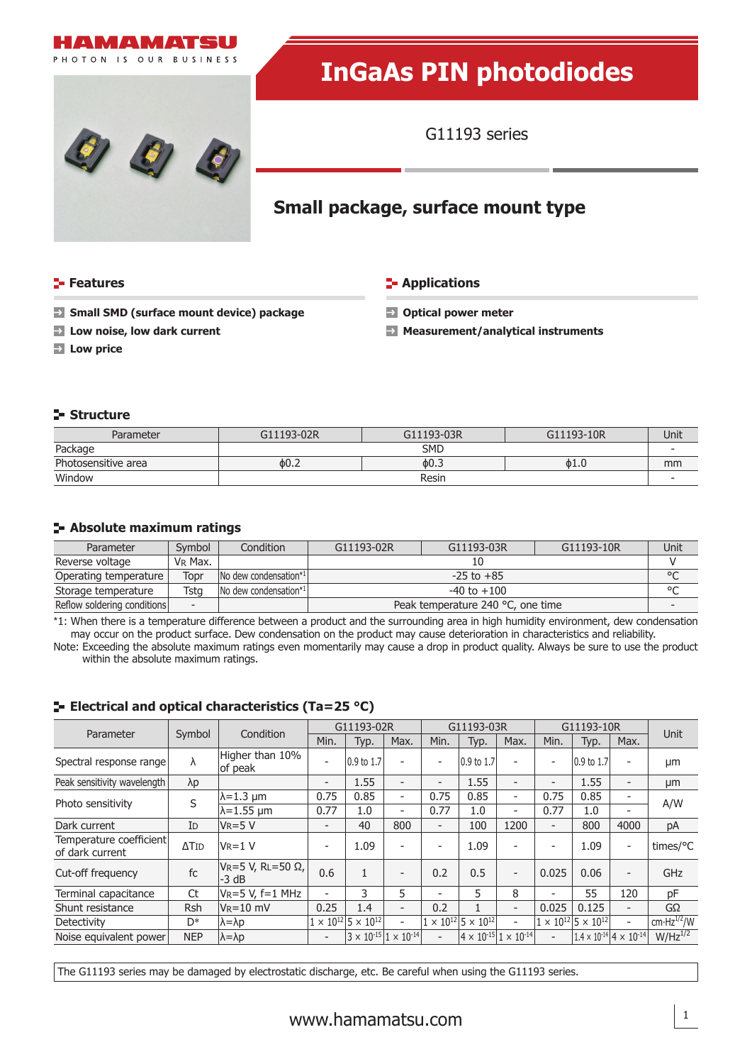# InGaAs PIN photodiodes

G11193 series

## Small package, surface mount type

### Features

- Small SMD (surface mount device) package
- Low noise, low dark current
- Low price

### Applications

- Optical power meter
- Measurement/analytical instruments

### Structure

| Parameter | G11193-02R | G11193-03R | G11193-10R | Unit |
|---|---|---|---|---|
| Package | SMD | | | - |
| Photosensitive area | ϕ0.2 | ϕ0.3 | ϕ1.0 | mm |
| Window | Resin | | | - |

### Absolute maximum ratings

| Parameter | Symbol | Condition | G11193-02R | G11193-03R | G11193-10R | Unit |
|---|---|---|---|---|---|---|
| Reverse voltage | $V_R$ Max. | | 10 | | | V |
| Operating temperature | Topr | No dew condensation*1 | -25 to +85 | | | °C |
| Storage temperature | Tstg | No dew condensation*1 | -40 to +100 | | | °C |
| Reflow soldering conditions | - | | Peak temperature 240 °C, one time | | | - |

*1: When there is a temperature difference between a product and the surrounding area in high humidity environment, dew condensation may occur on the product surface. Dew condensation on the product may cause deterioration in characteristics and reliability.

Note: Exceeding the absolute maximum ratings even momentarily may cause a drop in product quality. Always be sure to use the product within the absolute maximum ratings.

### Electrical and optical characteristics (Ta=25 °C)

| Parameter | Symbol | Condition | G11193-02R | | | G11193-03R | | | G11193-10R | | | Unit |
|---|---|---|---|---|---|---|---|---|---|---|---|---|
| | | | Min. | Typ. | Max. | Min. | Typ. | Max. | Min. | Typ. | Max. | |
| Spectral response range | λ | Higher than 10% of peak | - | 0.9 to 1.7 | - | - | 0.9 to 1.7 | - | - | 0.9 to 1.7 | - | μm |
| Peak sensitivity wavelength | λp | | - | 1.55 | - | - | 1.55 | - | - | 1.55 | - | μm |
| Photo sensitivity | S | λ=1.3 μm | 0.75 | 0.85 | - | 0.75 | 0.85 | - | 0.75 | 0.85 | - | A/W |
| | | λ=1.55 μm | 0.77 | 1.0 | - | 0.77 | 1.0 | - | 0.77 | 1.0 | - | |
| Dark current | $I_D$ | $V_R$=5 V | - | 40 | 800 | - | 100 | 1200 | - | 800 | 4000 | pA |
| Temperature coefficient of dark current | $\Delta T_{ID}$ | $V_R$=1 V | - | 1.09 | - | - | 1.09 | - | - | 1.09 | - | times/°C |
| Cut-off frequency | fc | $V_R$=5 V, $R_L$=50 Ω, -3 dB | 0.6 | 1 | - | 0.2 | 0.5 | - | 0.025 | 0.06 | - | GHz |
| Terminal capacitance | Ct | $V_R$=5 V, f=1 MHz | - | 3 | 5 | - | 5 | 8 | - | 55 | 120 | pF |
| Shunt resistance | Rsh | $V_R$=10 mV | 0.25 | 1.4 | - | 0.2 | 1 | - | 0.025 | 0.125 | - | GΩ |
| Detectivity | D* | λ=λp | $1 \times 10^{12}$ | $5 \times 10^{12}$ | - | $1 \times 10^{12}$ | $5 \times 10^{12}$ | - | $1 \times 10^{12}$ | $5 \times 10^{12}$ | - | $cm \cdot Hz^{1/2}/W$ |
| Noise equivalent power | NEP | λ=λp | - | $3 \times 10^{-15}$ | $1 \times 10^{-14}$ | - | $4 \times 10^{-15}$ | $1 \times 10^{-14}$ | - | $1.4 \times 10^{-14}$ | $4 \times 10^{-14}$ | $W/Hz^{1/2}$ |

The G11193 series may be damaged by electrostatic discharge, etc. Be careful when using the G11193 series.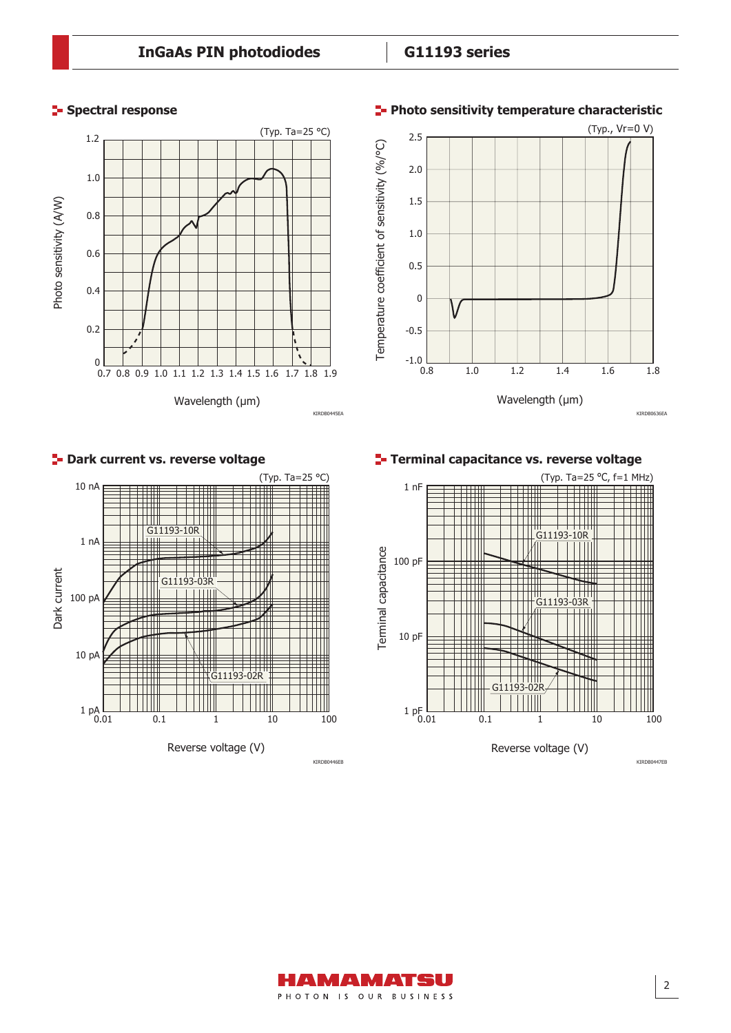## Spectral response

(Typ. Ta=25 °C)

Photo sensitivity (A/W)

Wavelength (μm)

KIRDB0445EA

## Photo sensitivity temperature characteristic

(Typ., Vr=0 V)

Temperature coefficient of sensitivity (%/°C)

Wavelength (μm)

KIRDB0636EA

## Dark current vs. reverse voltage

(Typ. Ta=25 °C)

Dark current

Reverse voltage (V)

G11193-10R, G11193-03R, G11193-02R

KIRDB0446EB

## Terminal capacitance vs. reverse voltage

(Typ. Ta=25 °C, f=1 MHz)

Terminal capacitance

Reverse voltage (V)

G11193-10R, G11193-03R, G11193-02R

KIRDB0447EB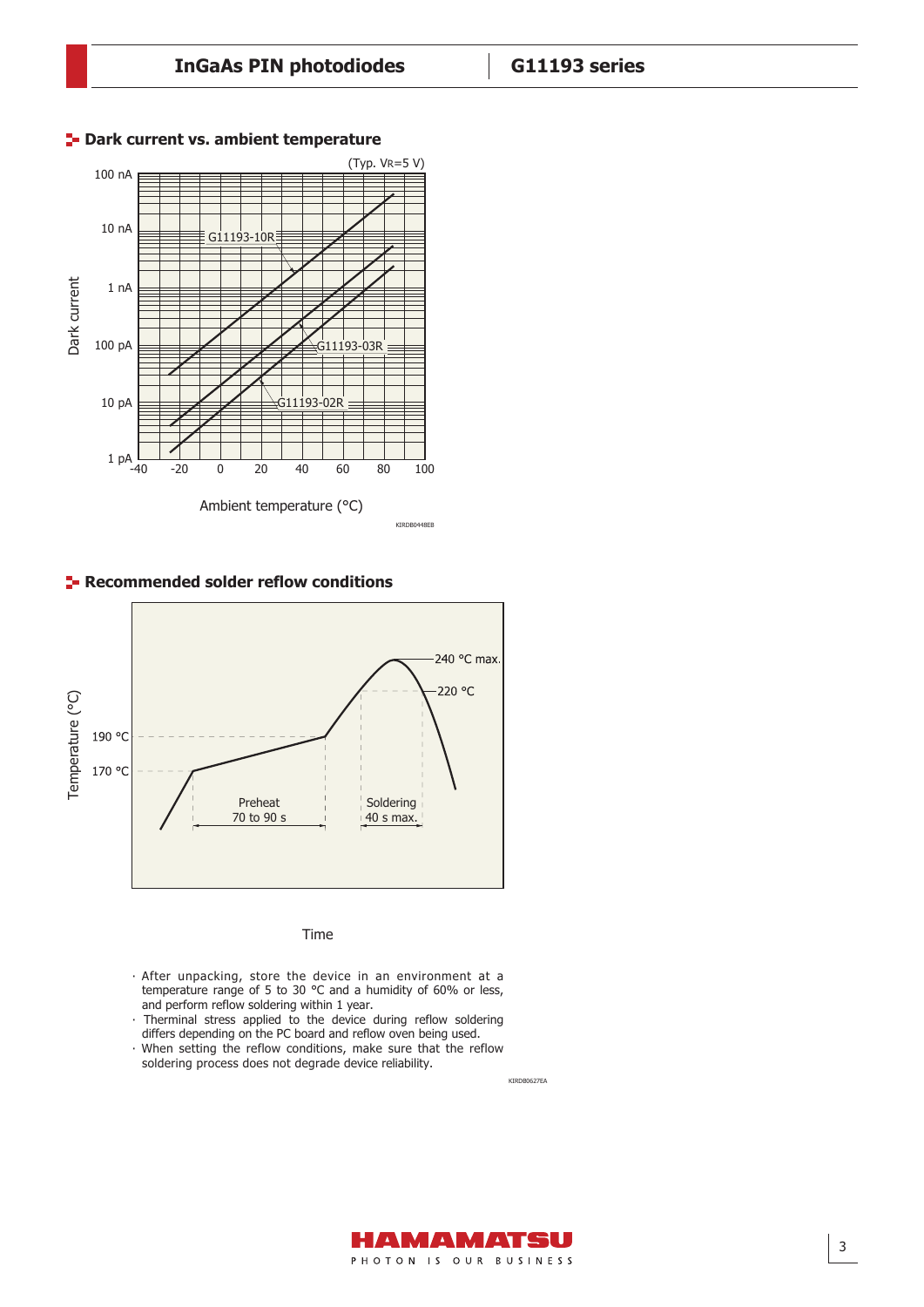## Dark current vs. ambient temperature

(Typ. VR=5 V)

Dark current: 100 nA, 10 nA, 1 nA, 100 pA, 10 pA, 1 pA

G11193-10R

G11193-03R

G11193-02R

Ambient temperature (°C): -40, -20, 0, 20, 40, 60, 80, 100

KIRDB0448EB

## Recommended solder reflow conditions

Temperature (°C)

240 °C max.

220 °C

190 °C

170 °C

Preheat 70 to 90 s

Soldering 40 s max.

Time

- After unpacking, store the device in an environment at a temperature range of 5 to 30 °C and a humidity of 60% or less, and perform reflow soldering within 1 year.
- Therminal stress applied to the device during reflow soldering differs depending on the PC board and reflow oven being used.
- When setting the reflow conditions, make sure that the reflow soldering process does not degrade device reliability.

KIRDB0627EA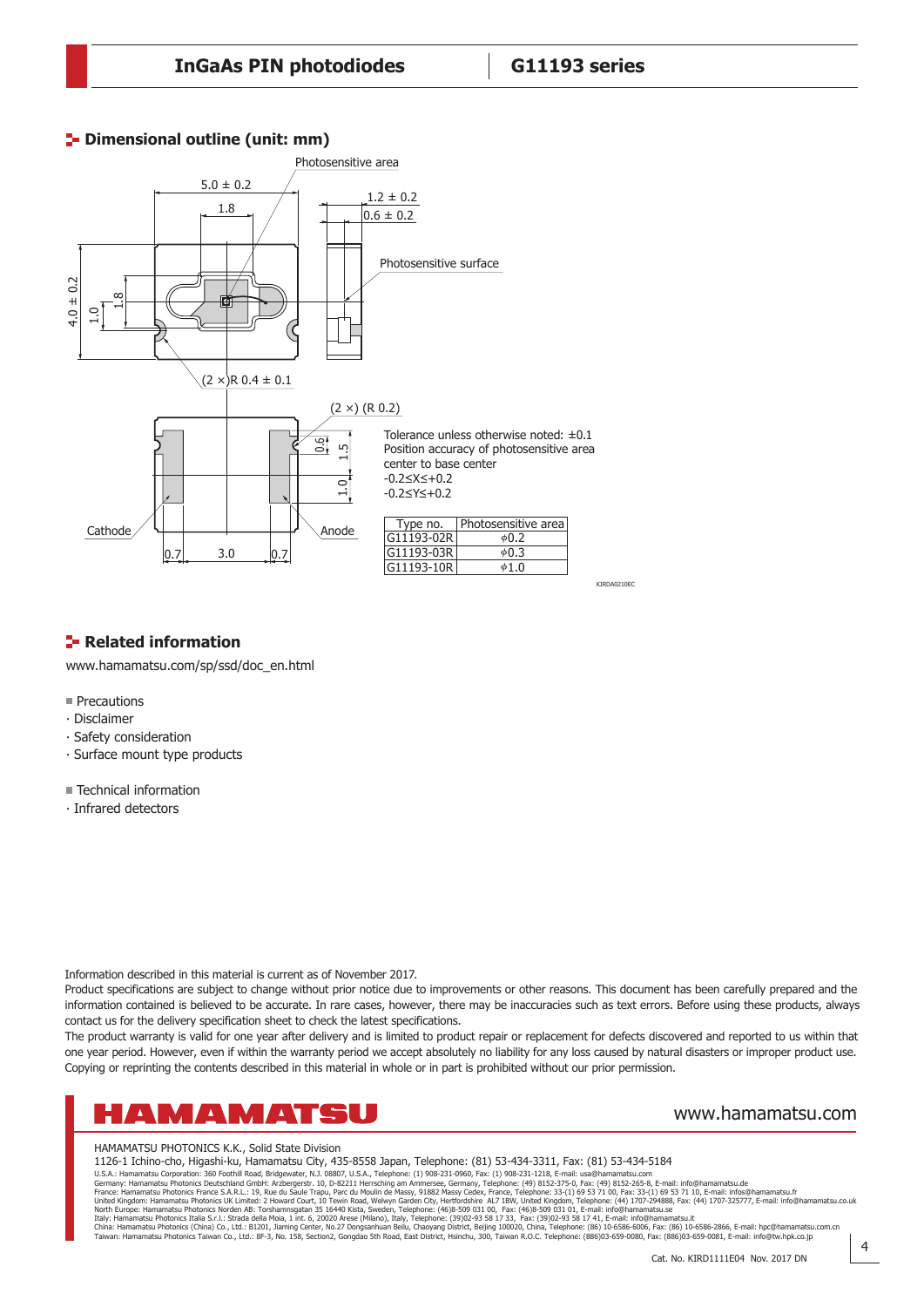## Dimensional outline (unit: mm)

Photosensitive area

5.0 ± 0.2

1.8

1.2 ± 0.2

0.6 ± 0.2

Photosensitive surface

4.0 ± 0.2

1.0

1.8

(2 ×)R 0.4 ± 0.1

(2 ×) (R 0.2)

0.6

1.5

1.0

Cathode

Anode

0.7

3.0

0.7

Tolerance unless otherwise noted: ±0.1
Position accuracy of photosensitive area center to base center
$-0.2 \leq X \leq +0.2$
$-0.2 \leq Y \leq +0.2$

| Type no. | Photosensitive area |
|---|---|
| G11193-02R | ϕ0.2 |
| G11193-03R | ϕ0.3 |
| G11193-10R | ϕ1.0 |

KIRDA0210EC

## Related information

www.hamamatsu.com/sp/ssd/doc_en.html

- Precautions
  - Disclaimer
  - Safety consideration
  - Surface mount type products
- Technical information
  - Infrared detectors

Information described in this material is current as of November 2017.

Product specifications are subject to change without prior notice due to improvements or other reasons. This document has been carefully prepared and the information contained is believed to be accurate. In rare cases, however, there may be inaccuracies such as text errors. Before using these products, always contact us for the delivery specification sheet to check the latest specifications.

The product warranty is valid for one year after delivery and is limited to product repair or replacement for defects discovered and reported to us within that one year period. However, even if within the warranty period we accept absolutely no liability for any loss caused by natural disasters or improper product use. Copying or reprinting the contents described in this material in whole or in part is prohibited without our prior permission.

**HAMAMATSU**

www.hamamatsu.com

HAMAMATSU PHOTONICS K.K., Solid State Division
1126-1 Ichino-cho, Higashi-ku, Hamamatsu City, 435-8558 Japan, Telephone: (81) 53-434-3311, Fax: (81) 53-434-5184
U.S.A.: Hamamatsu Corporation: 360 Foothill Road, Bridgewater, N.J. 08807, U.S.A., Telephone: (1) 908-231-0960, Fax: (1) 908-231-1218, E-mail: usa@hamamatsu.com
Germany: Hamamatsu Photonics Deutschland GmbH: Arzbergerstr. 10, D-82211 Herrsching am Ammersee, Germany, Telephone: (49) 8152-375-0, Fax: (49) 8152-265-8, E-mail: info@hamamatsu.de
France: Hamamatsu Photonics France S.A.R.L.: 19, Rue du Saule Trapu, Parc du Moulin de Massy, 91882 Massy Cedex, France, Telephone: 33-(1) 69 53 71 00, Fax: 33-(1) 69 53 71 10, E-mail: infos@hamamatsu.fr
United Kingdom: Hamamatsu Photonics UK Limited: 2 Howard Court, 10 Tewin Road, Welwyn Garden City, Hertfordshire AL7 1BW, United Kingdom, Telephone: (44) 1707-294888, Fax: (44) 1707-325777, E-mail: info@hamamatsu.co.uk
North Europe: Hamamatsu Photonics Norden AB: Torshamnsgatan 35 16440 Kista, Sweden, Telephone: (46)8-509 031 00, Fax: (46)8-509 031 01, E-mail: info@hamamatsu.se
Italy: Hamamatsu Photonics Italia S.r.l.: Strada della Moia, 1 int. 6, 20020 Arese (Milano), Italy, Telephone: (39)02-93 58 17 33, Fax: (39)02-93 58 17 41, E-mail: info@hamamatsu.it
China: Hamamatsu Photonics (China) Co., Ltd.: B1201, Jiaming Center, No.27 Dongsanhuan Beilu, Chaoyang District, Beijing 100020, China, Telephone: (86) 10-6586-6006, Fax: (86) 10-6586-2866, E-mail: hpc@hamamatsu.com.cn
Taiwan: Hamamatsu Photonics Taiwan Co., Ltd.: 8F-3, No. 158, Section2, Gongdao 5th Road, East District, Hsinchu, 300, Taiwan R.O.C. Telephone: (886)03-659-0080, Fax: (886)03-659-0081, E-mail: info@tw.hpk.co.jp

Cat. No. KIRD1111E04 Nov. 2017 DN